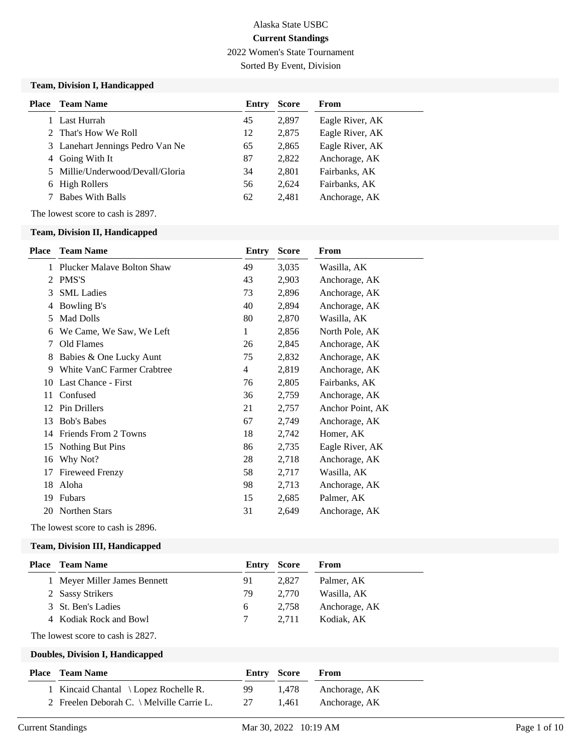# Alaska State USBC

## Current Standings

2022 Women's State Tournament

Sorted By Event, Division

### Team, Division I, Handicapped

| Place | Team Name | Entry | Score | From |
|---|---|---|---|---|
| 1 | Last Hurrah | 45 | 2,897 | Eagle River, AK |
| 2 | That's How We Roll | 12 | 2,875 | Eagle River, AK |
| 3 | Lanehart Jennings Pedro Van Ne | 65 | 2,865 | Eagle River, AK |
| 4 | Going With It | 87 | 2,822 | Anchorage, AK |
| 5 | Millie/Underwood/Devall/Gloria | 34 | 2,801 | Fairbanks, AK |
| 6 | High Rollers | 56 | 2,624 | Fairbanks, AK |
| 7 | Babes With Balls | 62 | 2,481 | Anchorage, AK |

The lowest score to cash is 2897.

### Team, Division II, Handicapped

| Place | Team Name | Entry | Score | From |
|---|---|---|---|---|
| 1 | Plucker Malave Bolton Shaw | 49 | 3,035 | Wasilla, AK |
| 2 | PMS'S | 43 | 2,903 | Anchorage, AK |
| 3 | SML Ladies | 73 | 2,896 | Anchorage, AK |
| 4 | Bowling B's | 40 | 2,894 | Anchorage, AK |
| 5 | Mad Dolls | 80 | 2,870 | Wasilla, AK |
| 6 | We Came, We Saw, We Left | 1 | 2,856 | North Pole, AK |
| 7 | Old Flames | 26 | 2,845 | Anchorage, AK |
| 8 | Babies & One Lucky Aunt | 75 | 2,832 | Anchorage, AK |
| 9 | White VanC Farmer Crabtree | 4 | 2,819 | Anchorage, AK |
| 10 | Last Chance - First | 76 | 2,805 | Fairbanks, AK |
| 11 | Confused | 36 | 2,759 | Anchorage, AK |
| 12 | Pin Drillers | 21 | 2,757 | Anchor Point, AK |
| 13 | Bob's Babes | 67 | 2,749 | Anchorage, AK |
| 14 | Friends From 2 Towns | 18 | 2,742 | Homer, AK |
| 15 | Nothing But Pins | 86 | 2,735 | Eagle River, AK |
| 16 | Why Not? | 28 | 2,718 | Anchorage, AK |
| 17 | Fireweed Frenzy | 58 | 2,717 | Wasilla, AK |
| 18 | Aloha | 98 | 2,713 | Anchorage, AK |
| 19 | Fubars | 15 | 2,685 | Palmer, AK |
| 20 | Northen Stars | 31 | 2,649 | Anchorage, AK |

The lowest score to cash is 2896.

### Team, Division III, Handicapped

| Place | Team Name | Entry | Score | From |
|---|---|---|---|---|
| 1 | Meyer Miller James Bennett | 91 | 2,827 | Palmer, AK |
| 2 | Sassy Strikers | 79 | 2,770 | Wasilla, AK |
| 3 | St. Ben's Ladies | 6 | 2,758 | Anchorage, AK |
| 4 | Kodiak Rock and Bowl | 7 | 2,711 | Kodiak, AK |

The lowest score to cash is 2827.

### Doubles, Division I, Handicapped

| Place | Team Name | Entry | Score | From |
|---|---|---|---|---|
| 1 | Kincaid Chantal \ Lopez Rochelle R. | 99 | 1,478 | Anchorage, AK |
| 2 | Freelen Deborah C. \ Melville Carrie L. | 27 | 1,461 | Anchorage, AK |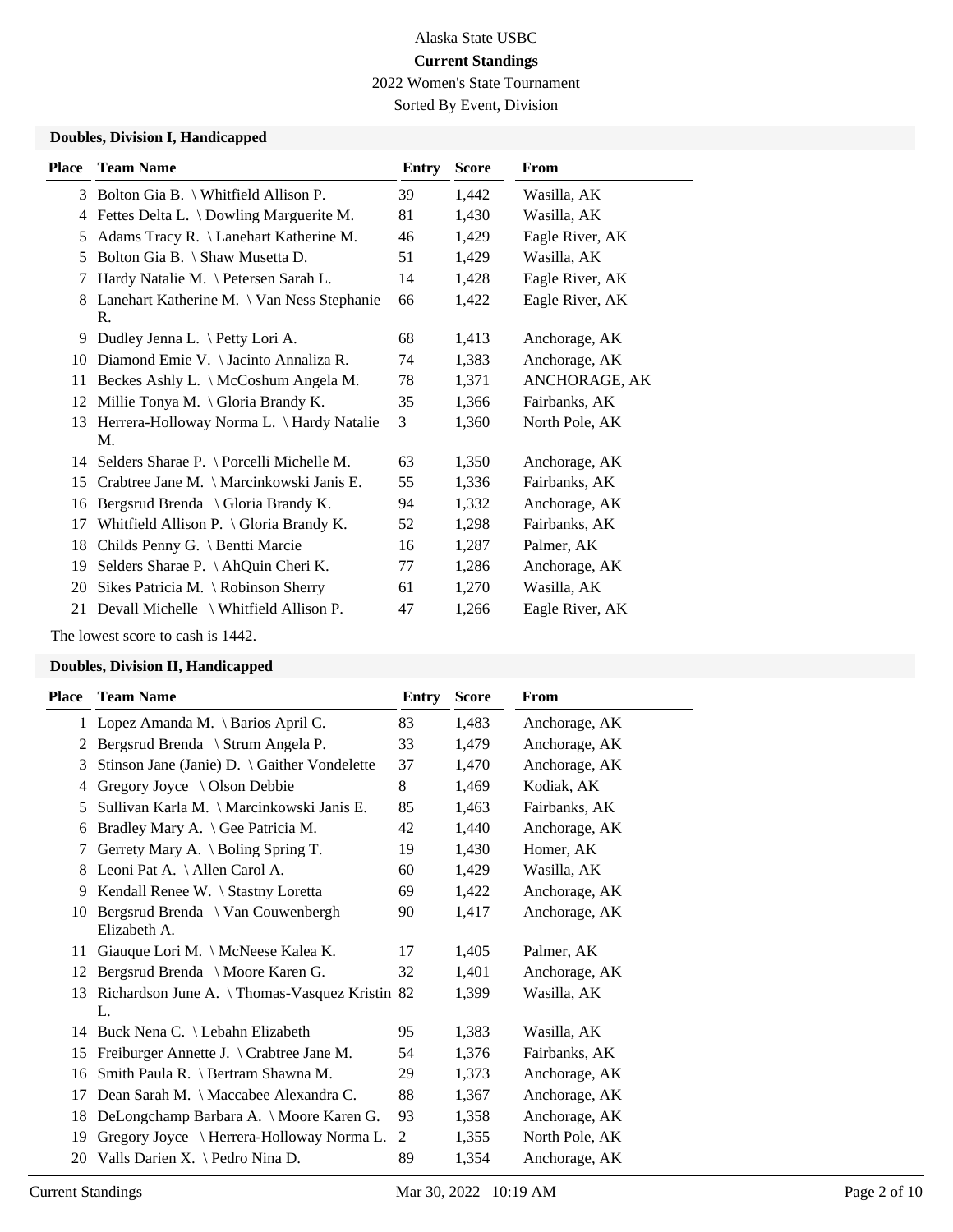Alaska State USBC

**Current Standings**

2022 Women's State Tournament

Sorted By Event, Division

### Doubles, Division I, Handicapped

| Place | Team Name | Entry | Score | From |
|---|---|---|---|---|
| 3 | Bolton Gia B. \ Whitfield Allison P. | 39 | 1,442 | Wasilla, AK |
| 4 | Fettes Delta L. \ Dowling Marguerite M. | 81 | 1,430 | Wasilla, AK |
| 5 | Adams Tracy R. \ Lanehart Katherine M. | 46 | 1,429 | Eagle River, AK |
| 5 | Bolton Gia B. \ Shaw Musetta D. | 51 | 1,429 | Wasilla, AK |
| 7 | Hardy Natalie M. \ Petersen Sarah L. | 14 | 1,428 | Eagle River, AK |
| 8 | Lanehart Katherine M. \ Van Ness Stephanie R. | 66 | 1,422 | Eagle River, AK |
| 9 | Dudley Jenna L. \ Petty Lori A. | 68 | 1,413 | Anchorage, AK |
| 10 | Diamond Emie V. \ Jacinto Annaliza R. | 74 | 1,383 | Anchorage, AK |
| 11 | Beckes Ashly L. \ McCoshum Angela M. | 78 | 1,371 | ANCHORAGE, AK |
| 12 | Millie Tonya M. \ Gloria Brandy K. | 35 | 1,366 | Fairbanks, AK |
| 13 | Herrera-Holloway Norma L. \ Hardy Natalie M. | 3 | 1,360 | North Pole, AK |
| 14 | Selders Sharae P. \ Porcelli Michelle M. | 63 | 1,350 | Anchorage, AK |
| 15 | Crabtree Jane M. \ Marcinkowski Janis E. | 55 | 1,336 | Fairbanks, AK |
| 16 | Bergsrud Brenda \ Gloria Brandy K. | 94 | 1,332 | Anchorage, AK |
| 17 | Whitfield Allison P. \ Gloria Brandy K. | 52 | 1,298 | Fairbanks, AK |
| 18 | Childs Penny G. \ Bentti Marcie | 16 | 1,287 | Palmer, AK |
| 19 | Selders Sharae P. \ AhQuin Cheri K. | 77 | 1,286 | Anchorage, AK |
| 20 | Sikes Patricia M. \ Robinson Sherry | 61 | 1,270 | Wasilla, AK |
| 21 | Devall Michelle \ Whitfield Allison P. | 47 | 1,266 | Eagle River, AK |

The lowest score to cash is 1442.

### Doubles, Division II, Handicapped

| Place | Team Name | Entry | Score | From |
|---|---|---|---|---|
| 1 | Lopez Amanda M. \ Barios April C. | 83 | 1,483 | Anchorage, AK |
| 2 | Bergsrud Brenda \ Strum Angela P. | 33 | 1,479 | Anchorage, AK |
| 3 | Stinson Jane (Janie) D. \ Gaither Vondelette | 37 | 1,470 | Anchorage, AK |
| 4 | Gregory Joyce \ Olson Debbie | 8 | 1,469 | Kodiak, AK |
| 5 | Sullivan Karla M. \ Marcinkowski Janis E. | 85 | 1,463 | Fairbanks, AK |
| 6 | Bradley Mary A. \ Gee Patricia M. | 42 | 1,440 | Anchorage, AK |
| 7 | Gerrety Mary A. \ Boling Spring T. | 19 | 1,430 | Homer, AK |
| 8 | Leoni Pat A. \ Allen Carol A. | 60 | 1,429 | Wasilla, AK |
| 9 | Kendall Renee W. \ Stastny Loretta | 69 | 1,422 | Anchorage, AK |
| 10 | Bergsrud Brenda \ Van Couwenbergh Elizabeth A. | 90 | 1,417 | Anchorage, AK |
| 11 | Giauque Lori M. \ McNeese Kalea K. | 17 | 1,405 | Palmer, AK |
| 12 | Bergsrud Brenda \ Moore Karen G. | 32 | 1,401 | Anchorage, AK |
| 13 | Richardson June A. \ Thomas-Vasquez Kristin L. | 82 | 1,399 | Wasilla, AK |
| 14 | Buck Nena C. \ Lebahn Elizabeth | 95 | 1,383 | Wasilla, AK |
| 15 | Freiburger Annette J. \ Crabtree Jane M. | 54 | 1,376 | Fairbanks, AK |
| 16 | Smith Paula R. \ Bertram Shawna M. | 29 | 1,373 | Anchorage, AK |
| 17 | Dean Sarah M. \ Maccabee Alexandra C. | 88 | 1,367 | Anchorage, AK |
| 18 | DeLongchamp Barbara A. \ Moore Karen G. | 93 | 1,358 | Anchorage, AK |
| 19 | Gregory Joyce \ Herrera-Holloway Norma L. | 2 | 1,355 | North Pole, AK |
| 20 | Valls Darien X. \ Pedro Nina D. | 89 | 1,354 | Anchorage, AK |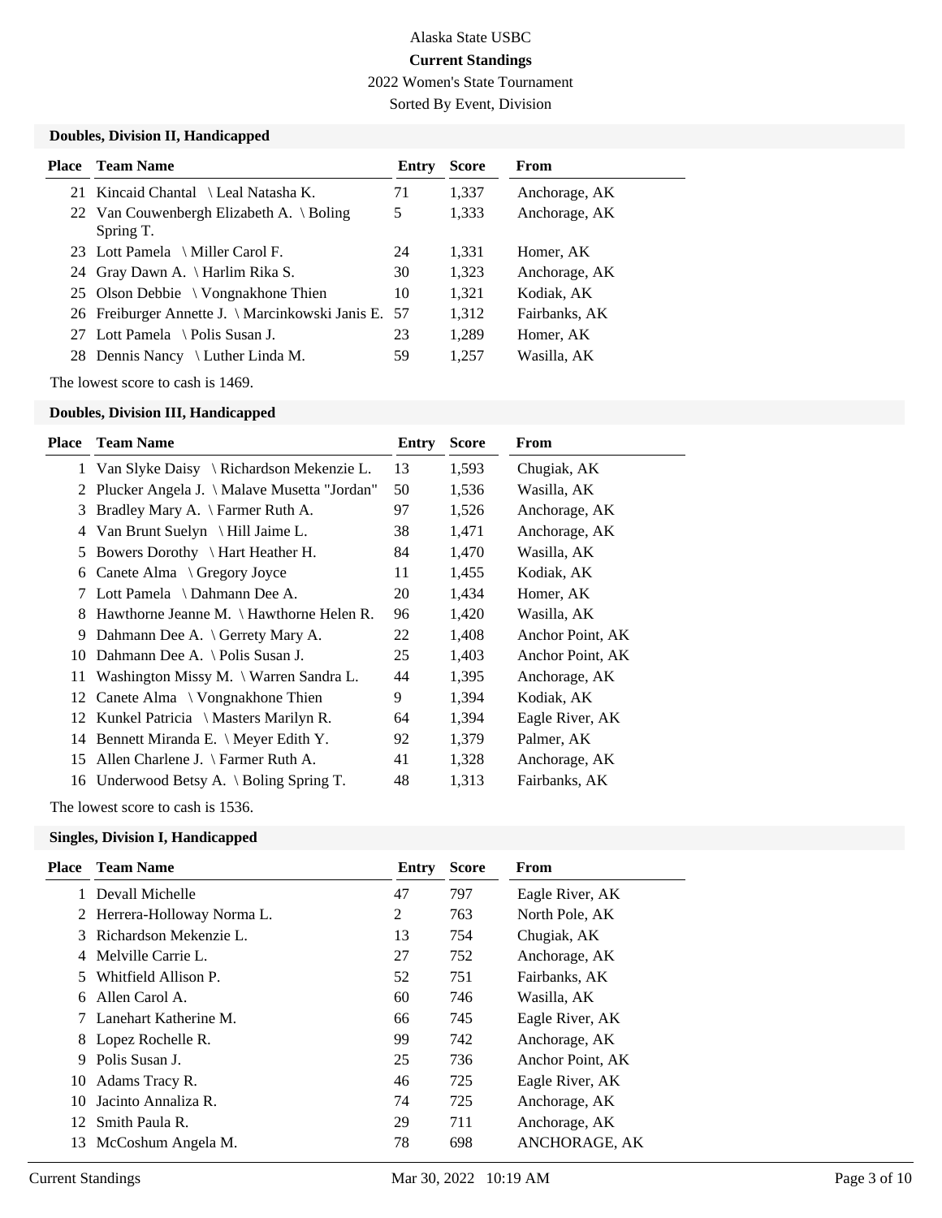Alaska State USBC

**Current Standings**

2022 Women's State Tournament

Sorted By Event, Division

### Doubles, Division II, Handicapped

| Place | Team Name | Entry | Score | From |
|---|---|---|---|---|
| 21 | Kincaid Chantal \ Leal Natasha K. | 71 | 1,337 | Anchorage, AK |
| 22 | Van Couwenbergh Elizabeth A. \ Boling Spring T. | 5 | 1,333 | Anchorage, AK |
| 23 | Lott Pamela \ Miller Carol F. | 24 | 1,331 | Homer, AK |
| 24 | Gray Dawn A. \ Harlim Rika S. | 30 | 1,323 | Anchorage, AK |
| 25 | Olson Debbie \ Vongnakhone Thien | 10 | 1,321 | Kodiak, AK |
| 26 | Freiburger Annette J. \ Marcinkowski Janis E. | 57 | 1,312 | Fairbanks, AK |
| 27 | Lott Pamela \ Polis Susan J. | 23 | 1,289 | Homer, AK |
| 28 | Dennis Nancy \ Luther Linda M. | 59 | 1,257 | Wasilla, AK |

The lowest score to cash is 1469.

### Doubles, Division III, Handicapped

| Place | Team Name | Entry | Score | From |
|---|---|---|---|---|
| 1 | Van Slyke Daisy \ Richardson Mekenzie L. | 13 | 1,593 | Chugiak, AK |
| 2 | Plucker Angela J. \ Malave Musetta "Jordan" | 50 | 1,536 | Wasilla, AK |
| 3 | Bradley Mary A. \ Farmer Ruth A. | 97 | 1,526 | Anchorage, AK |
| 4 | Van Brunt Suelyn \ Hill Jaime L. | 38 | 1,471 | Anchorage, AK |
| 5 | Bowers Dorothy \ Hart Heather H. | 84 | 1,470 | Wasilla, AK |
| 6 | Canete Alma \ Gregory Joyce | 11 | 1,455 | Kodiak, AK |
| 7 | Lott Pamela \ Dahmann Dee A. | 20 | 1,434 | Homer, AK |
| 8 | Hawthorne Jeanne M. \ Hawthorne Helen R. | 96 | 1,420 | Wasilla, AK |
| 9 | Dahmann Dee A. \ Gerrety Mary A. | 22 | 1,408 | Anchor Point, AK |
| 10 | Dahmann Dee A. \ Polis Susan J. | 25 | 1,403 | Anchor Point, AK |
| 11 | Washington Missy M. \ Warren Sandra L. | 44 | 1,395 | Anchorage, AK |
| 12 | Canete Alma \ Vongnakhone Thien | 9 | 1,394 | Kodiak, AK |
| 12 | Kunkel Patricia \ Masters Marilyn R. | 64 | 1,394 | Eagle River, AK |
| 14 | Bennett Miranda E. \ Meyer Edith Y. | 92 | 1,379 | Palmer, AK |
| 15 | Allen Charlene J. \ Farmer Ruth A. | 41 | 1,328 | Anchorage, AK |
| 16 | Underwood Betsy A. \ Boling Spring T. | 48 | 1,313 | Fairbanks, AK |

The lowest score to cash is 1536.

### Singles, Division I, Handicapped

| Place | Team Name | Entry | Score | From |
|---|---|---|---|---|
| 1 | Devall Michelle | 47 | 797 | Eagle River, AK |
| 2 | Herrera-Holloway Norma L. | 2 | 763 | North Pole, AK |
| 3 | Richardson Mekenzie L. | 13 | 754 | Chugiak, AK |
| 4 | Melville Carrie L. | 27 | 752 | Anchorage, AK |
| 5 | Whitfield Allison P. | 52 | 751 | Fairbanks, AK |
| 6 | Allen Carol A. | 60 | 746 | Wasilla, AK |
| 7 | Lanehart Katherine M. | 66 | 745 | Eagle River, AK |
| 8 | Lopez Rochelle R. | 99 | 742 | Anchorage, AK |
| 9 | Polis Susan J. | 25 | 736 | Anchor Point, AK |
| 10 | Adams Tracy R. | 46 | 725 | Eagle River, AK |
| 10 | Jacinto Annaliza R. | 74 | 725 | Anchorage, AK |
| 12 | Smith Paula R. | 29 | 711 | Anchorage, AK |
| 13 | McCoshum Angela M. | 78 | 698 | ANCHORAGE, AK |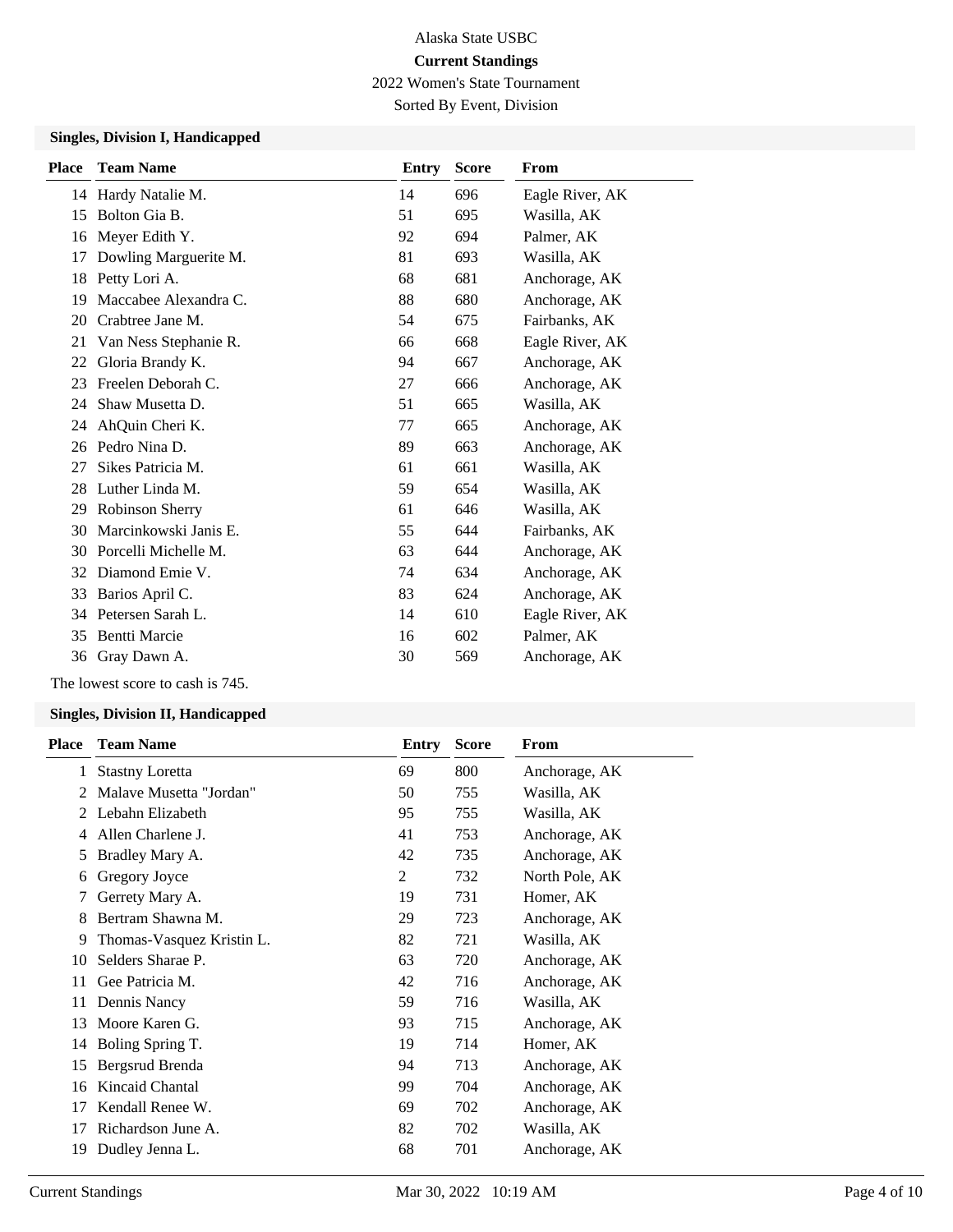Alaska State USBC

**Current Standings**

2022 Women's State Tournament

Sorted By Event, Division

### Singles, Division I, Handicapped

| Place | Team Name | Entry | Score | From |
|---|---|---|---|---|
| 14 | Hardy Natalie M. | 14 | 696 | Eagle River, AK |
| 15 | Bolton Gia B. | 51 | 695 | Wasilla, AK |
| 16 | Meyer Edith Y. | 92 | 694 | Palmer, AK |
| 17 | Dowling Marguerite M. | 81 | 693 | Wasilla, AK |
| 18 | Petty Lori A. | 68 | 681 | Anchorage, AK |
| 19 | Maccabee Alexandra C. | 88 | 680 | Anchorage, AK |
| 20 | Crabtree Jane M. | 54 | 675 | Fairbanks, AK |
| 21 | Van Ness Stephanie R. | 66 | 668 | Eagle River, AK |
| 22 | Gloria Brandy K. | 94 | 667 | Anchorage, AK |
| 23 | Freelen Deborah C. | 27 | 666 | Anchorage, AK |
| 24 | Shaw Musetta D. | 51 | 665 | Wasilla, AK |
| 24 | AhQuin Cheri K. | 77 | 665 | Anchorage, AK |
| 26 | Pedro Nina D. | 89 | 663 | Anchorage, AK |
| 27 | Sikes Patricia M. | 61 | 661 | Wasilla, AK |
| 28 | Luther Linda M. | 59 | 654 | Wasilla, AK |
| 29 | Robinson Sherry | 61 | 646 | Wasilla, AK |
| 30 | Marcinkowski Janis E. | 55 | 644 | Fairbanks, AK |
| 30 | Porcelli Michelle M. | 63 | 644 | Anchorage, AK |
| 32 | Diamond Emie V. | 74 | 634 | Anchorage, AK |
| 33 | Barios April C. | 83 | 624 | Anchorage, AK |
| 34 | Petersen Sarah L. | 14 | 610 | Eagle River, AK |
| 35 | Bentti Marcie | 16 | 602 | Palmer, AK |
| 36 | Gray Dawn A. | 30 | 569 | Anchorage, AK |

The lowest score to cash is 745.

### Singles, Division II, Handicapped

| Place | Team Name | Entry | Score | From |
|---|---|---|---|---|
| 1 | Stastny Loretta | 69 | 800 | Anchorage, AK |
| 2 | Malave Musetta "Jordan" | 50 | 755 | Wasilla, AK |
| 2 | Lebahn Elizabeth | 95 | 755 | Wasilla, AK |
| 4 | Allen Charlene J. | 41 | 753 | Anchorage, AK |
| 5 | Bradley Mary A. | 42 | 735 | Anchorage, AK |
| 6 | Gregory Joyce | 2 | 732 | North Pole, AK |
| 7 | Gerrety Mary A. | 19 | 731 | Homer, AK |
| 8 | Bertram Shawna M. | 29 | 723 | Anchorage, AK |
| 9 | Thomas-Vasquez Kristin L. | 82 | 721 | Wasilla, AK |
| 10 | Selders Sharae P. | 63 | 720 | Anchorage, AK |
| 11 | Gee Patricia M. | 42 | 716 | Anchorage, AK |
| 11 | Dennis Nancy | 59 | 716 | Wasilla, AK |
| 13 | Moore Karen G. | 93 | 715 | Anchorage, AK |
| 14 | Boling Spring T. | 19 | 714 | Homer, AK |
| 15 | Bergsrud Brenda | 94 | 713 | Anchorage, AK |
| 16 | Kincaid Chantal | 99 | 704 | Anchorage, AK |
| 17 | Kendall Renee W. | 69 | 702 | Anchorage, AK |
| 17 | Richardson June A. | 82 | 702 | Wasilla, AK |
| 19 | Dudley Jenna L. | 68 | 701 | Anchorage, AK |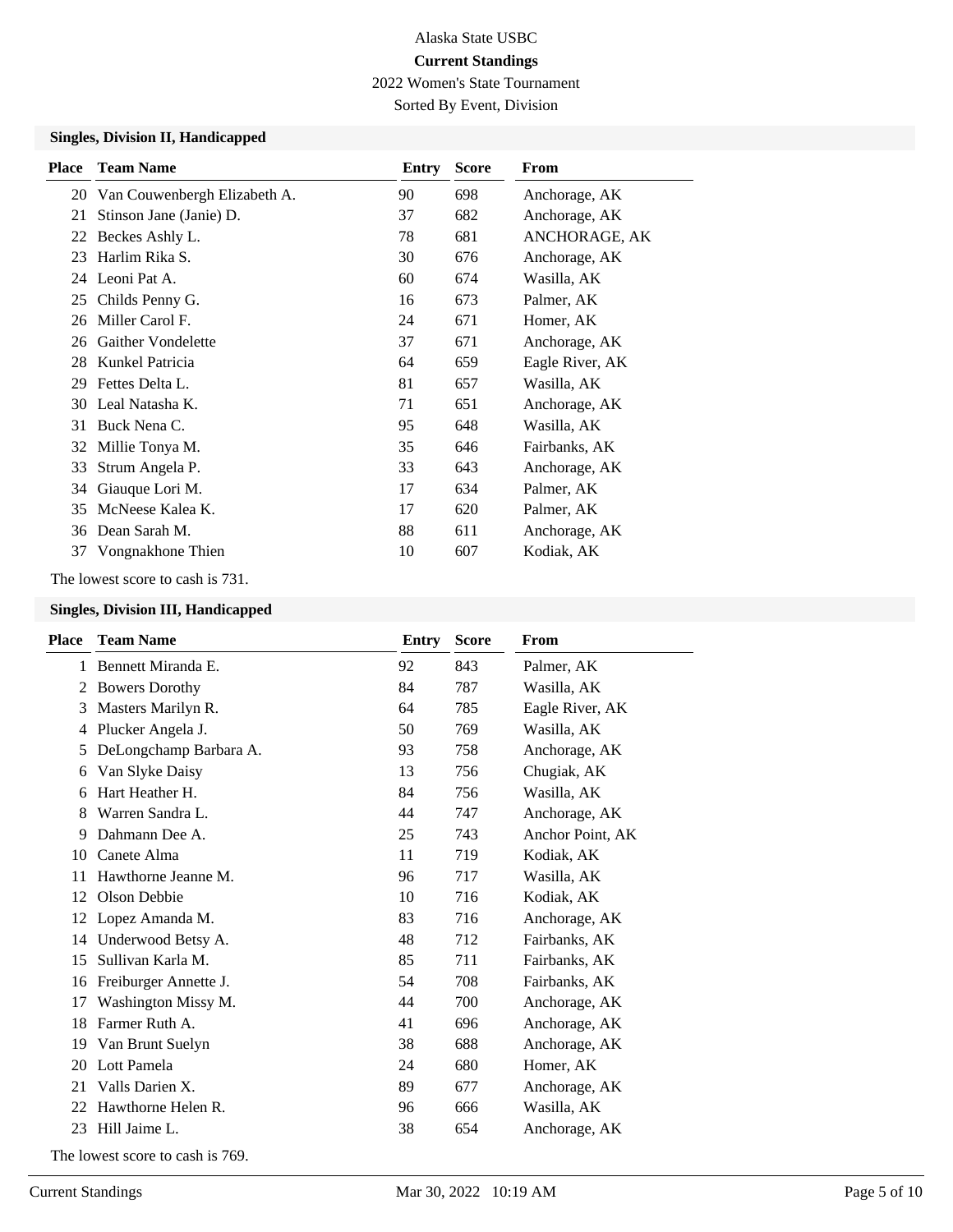Alaska State USBC

**Current Standings**

2022 Women's State Tournament

Sorted By Event, Division

### Singles, Division II, Handicapped

| Place | Team Name | Entry | Score | From |
|---|---|---|---|---|
| 20 | Van Couwenbergh Elizabeth A. | 90 | 698 | Anchorage, AK |
| 21 | Stinson Jane (Janie) D. | 37 | 682 | Anchorage, AK |
| 22 | Beckes Ashly L. | 78 | 681 | ANCHORAGE, AK |
| 23 | Harlim Rika S. | 30 | 676 | Anchorage, AK |
| 24 | Leoni Pat A. | 60 | 674 | Wasilla, AK |
| 25 | Childs Penny G. | 16 | 673 | Palmer, AK |
| 26 | Miller Carol F. | 24 | 671 | Homer, AK |
| 26 | Gaither Vondelette | 37 | 671 | Anchorage, AK |
| 28 | Kunkel Patricia | 64 | 659 | Eagle River, AK |
| 29 | Fettes Delta L. | 81 | 657 | Wasilla, AK |
| 30 | Leal Natasha K. | 71 | 651 | Anchorage, AK |
| 31 | Buck Nena C. | 95 | 648 | Wasilla, AK |
| 32 | Millie Tonya M. | 35 | 646 | Fairbanks, AK |
| 33 | Strum Angela P. | 33 | 643 | Anchorage, AK |
| 34 | Giauque Lori M. | 17 | 634 | Palmer, AK |
| 35 | McNeese Kalea K. | 17 | 620 | Palmer, AK |
| 36 | Dean Sarah M. | 88 | 611 | Anchorage, AK |
| 37 | Vongnakhone Thien | 10 | 607 | Kodiak, AK |

The lowest score to cash is 731.

### Singles, Division III, Handicapped

| Place | Team Name | Entry | Score | From |
|---|---|---|---|---|
| 1 | Bennett Miranda E. | 92 | 843 | Palmer, AK |
| 2 | Bowers Dorothy | 84 | 787 | Wasilla, AK |
| 3 | Masters Marilyn R. | 64 | 785 | Eagle River, AK |
| 4 | Plucker Angela J. | 50 | 769 | Wasilla, AK |
| 5 | DeLongchamp Barbara A. | 93 | 758 | Anchorage, AK |
| 6 | Van Slyke Daisy | 13 | 756 | Chugiak, AK |
| 6 | Hart Heather H. | 84 | 756 | Wasilla, AK |
| 8 | Warren Sandra L. | 44 | 747 | Anchorage, AK |
| 9 | Dahmann Dee A. | 25 | 743 | Anchor Point, AK |
| 10 | Canete Alma | 11 | 719 | Kodiak, AK |
| 11 | Hawthorne Jeanne M. | 96 | 717 | Wasilla, AK |
| 12 | Olson Debbie | 10 | 716 | Kodiak, AK |
| 12 | Lopez Amanda M. | 83 | 716 | Anchorage, AK |
| 14 | Underwood Betsy A. | 48 | 712 | Fairbanks, AK |
| 15 | Sullivan Karla M. | 85 | 711 | Fairbanks, AK |
| 16 | Freiburger Annette J. | 54 | 708 | Fairbanks, AK |
| 17 | Washington Missy M. | 44 | 700 | Anchorage, AK |
| 18 | Farmer Ruth A. | 41 | 696 | Anchorage, AK |
| 19 | Van Brunt Suelyn | 38 | 688 | Anchorage, AK |
| 20 | Lott Pamela | 24 | 680 | Homer, AK |
| 21 | Valls Darien X. | 89 | 677 | Anchorage, AK |
| 22 | Hawthorne Helen R. | 96 | 666 | Wasilla, AK |
| 23 | Hill Jaime L. | 38 | 654 | Anchorage, AK |

The lowest score to cash is 769.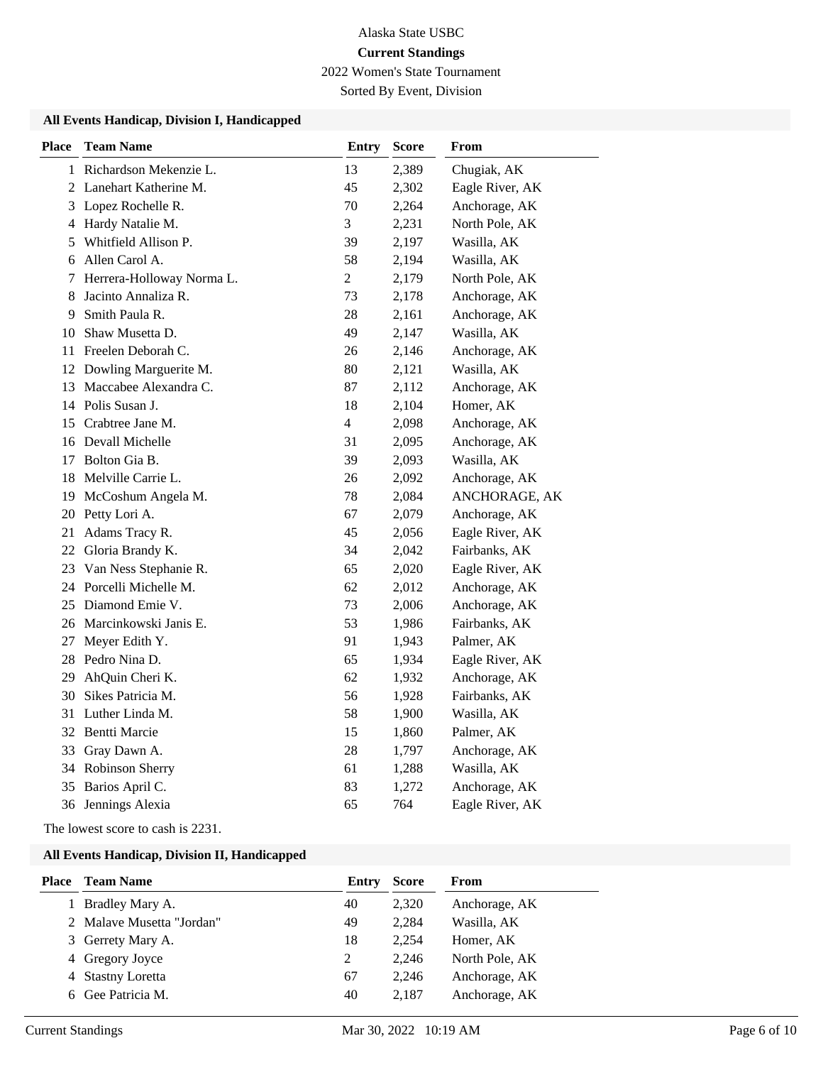Alaska State USBC

**Current Standings**

2022 Women's State Tournament

Sorted By Event, Division

### All Events Handicap, Division I, Handicapped

| Place | Team Name | Entry | Score | From |
|---|---|---|---|---|
| 1 | Richardson Mekenzie L. | 13 | 2,389 | Chugiak, AK |
| 2 | Lanehart Katherine M. | 45 | 2,302 | Eagle River, AK |
| 3 | Lopez Rochelle R. | 70 | 2,264 | Anchorage, AK |
| 4 | Hardy Natalie M. | 3 | 2,231 | North Pole, AK |
| 5 | Whitfield Allison P. | 39 | 2,197 | Wasilla, AK |
| 6 | Allen Carol A. | 58 | 2,194 | Wasilla, AK |
| 7 | Herrera-Holloway Norma L. | 2 | 2,179 | North Pole, AK |
| 8 | Jacinto Annaliza R. | 73 | 2,178 | Anchorage, AK |
| 9 | Smith Paula R. | 28 | 2,161 | Anchorage, AK |
| 10 | Shaw Musetta D. | 49 | 2,147 | Wasilla, AK |
| 11 | Freelen Deborah C. | 26 | 2,146 | Anchorage, AK |
| 12 | Dowling Marguerite M. | 80 | 2,121 | Wasilla, AK |
| 13 | Maccabee Alexandra C. | 87 | 2,112 | Anchorage, AK |
| 14 | Polis Susan J. | 18 | 2,104 | Homer, AK |
| 15 | Crabtree Jane M. | 4 | 2,098 | Anchorage, AK |
| 16 | Devall Michelle | 31 | 2,095 | Anchorage, AK |
| 17 | Bolton Gia B. | 39 | 2,093 | Wasilla, AK |
| 18 | Melville Carrie L. | 26 | 2,092 | Anchorage, AK |
| 19 | McCoshum Angela M. | 78 | 2,084 | ANCHORAGE, AK |
| 20 | Petty Lori A. | 67 | 2,079 | Anchorage, AK |
| 21 | Adams Tracy R. | 45 | 2,056 | Eagle River, AK |
| 22 | Gloria Brandy K. | 34 | 2,042 | Fairbanks, AK |
| 23 | Van Ness Stephanie R. | 65 | 2,020 | Eagle River, AK |
| 24 | Porcelli Michelle M. | 62 | 2,012 | Anchorage, AK |
| 25 | Diamond Emie V. | 73 | 2,006 | Anchorage, AK |
| 26 | Marcinkowski Janis E. | 53 | 1,986 | Fairbanks, AK |
| 27 | Meyer Edith Y. | 91 | 1,943 | Palmer, AK |
| 28 | Pedro Nina D. | 65 | 1,934 | Eagle River, AK |
| 29 | AhQuin Cheri K. | 62 | 1,932 | Anchorage, AK |
| 30 | Sikes Patricia M. | 56 | 1,928 | Fairbanks, AK |
| 31 | Luther Linda M. | 58 | 1,900 | Wasilla, AK |
| 32 | Bentti Marcie | 15 | 1,860 | Palmer, AK |
| 33 | Gray Dawn A. | 28 | 1,797 | Anchorage, AK |
| 34 | Robinson Sherry | 61 | 1,288 | Wasilla, AK |
| 35 | Barios April C. | 83 | 1,272 | Anchorage, AK |
| 36 | Jennings Alexia | 65 | 764 | Eagle River, AK |

The lowest score to cash is 2231.

### All Events Handicap, Division II, Handicapped

| Place | Team Name | Entry | Score | From |
|---|---|---|---|---|
| 1 | Bradley Mary A. | 40 | 2,320 | Anchorage, AK |
| 2 | Malave Musetta "Jordan" | 49 | 2,284 | Wasilla, AK |
| 3 | Gerrety Mary A. | 18 | 2,254 | Homer, AK |
| 4 | Gregory Joyce | 2 | 2,246 | North Pole, AK |
| 4 | Stastny Loretta | 67 | 2,246 | Anchorage, AK |
| 6 | Gee Patricia M. | 40 | 2,187 | Anchorage, AK |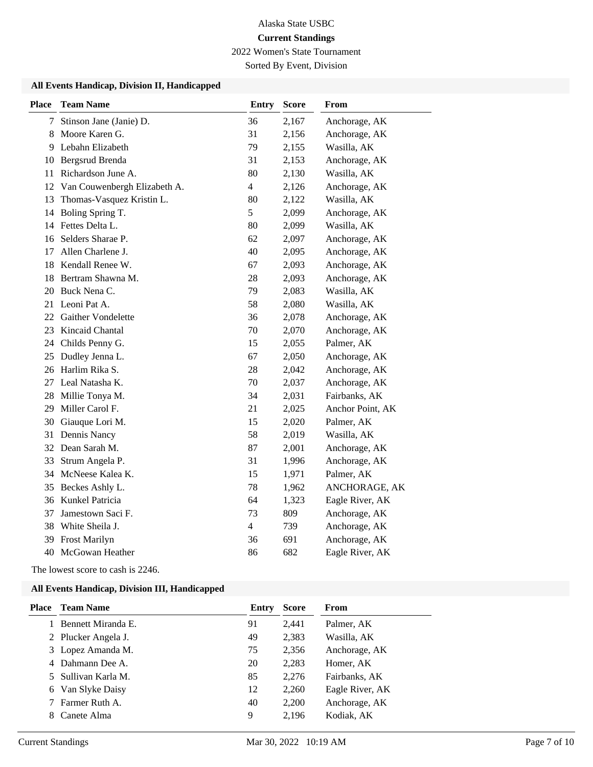Alaska State USBC

**Current Standings**

2022 Women's State Tournament

Sorted By Event, Division

### All Events Handicap, Division II, Handicapped

| Place | Team Name | Entry | Score | From |
|---|---|---|---|---|
| 7 | Stinson Jane (Janie) D. | 36 | 2,167 | Anchorage, AK |
| 8 | Moore Karen G. | 31 | 2,156 | Anchorage, AK |
| 9 | Lebahn Elizabeth | 79 | 2,155 | Wasilla, AK |
| 10 | Bergsrud Brenda | 31 | 2,153 | Anchorage, AK |
| 11 | Richardson June A. | 80 | 2,130 | Wasilla, AK |
| 12 | Van Couwenbergh Elizabeth A. | 4 | 2,126 | Anchorage, AK |
| 13 | Thomas-Vasquez Kristin L. | 80 | 2,122 | Wasilla, AK |
| 14 | Boling Spring T. | 5 | 2,099 | Anchorage, AK |
| 14 | Fettes Delta L. | 80 | 2,099 | Wasilla, AK |
| 16 | Selders Sharae P. | 62 | 2,097 | Anchorage, AK |
| 17 | Allen Charlene J. | 40 | 2,095 | Anchorage, AK |
| 18 | Kendall Renee W. | 67 | 2,093 | Anchorage, AK |
| 18 | Bertram Shawna M. | 28 | 2,093 | Anchorage, AK |
| 20 | Buck Nena C. | 79 | 2,083 | Wasilla, AK |
| 21 | Leoni Pat A. | 58 | 2,080 | Wasilla, AK |
| 22 | Gaither Vondelette | 36 | 2,078 | Anchorage, AK |
| 23 | Kincaid Chantal | 70 | 2,070 | Anchorage, AK |
| 24 | Childs Penny G. | 15 | 2,055 | Palmer, AK |
| 25 | Dudley Jenna L. | 67 | 2,050 | Anchorage, AK |
| 26 | Harlim Rika S. | 28 | 2,042 | Anchorage, AK |
| 27 | Leal Natasha K. | 70 | 2,037 | Anchorage, AK |
| 28 | Millie Tonya M. | 34 | 2,031 | Fairbanks, AK |
| 29 | Miller Carol F. | 21 | 2,025 | Anchor Point, AK |
| 30 | Giauque Lori M. | 15 | 2,020 | Palmer, AK |
| 31 | Dennis Nancy | 58 | 2,019 | Wasilla, AK |
| 32 | Dean Sarah M. | 87 | 2,001 | Anchorage, AK |
| 33 | Strum Angela P. | 31 | 1,996 | Anchorage, AK |
| 34 | McNeese Kalea K. | 15 | 1,971 | Palmer, AK |
| 35 | Beckes Ashly L. | 78 | 1,962 | ANCHORAGE, AK |
| 36 | Kunkel Patricia | 64 | 1,323 | Eagle River, AK |
| 37 | Jamestown Saci F. | 73 | 809 | Anchorage, AK |
| 38 | White Sheila J. | 4 | 739 | Anchorage, AK |
| 39 | Frost Marilyn | 36 | 691 | Anchorage, AK |
| 40 | McGowan Heather | 86 | 682 | Eagle River, AK |

The lowest score to cash is 2246.

### All Events Handicap, Division III, Handicapped

| Place | Team Name | Entry | Score | From |
|---|---|---|---|---|
| 1 | Bennett Miranda E. | 91 | 2,441 | Palmer, AK |
| 2 | Plucker Angela J. | 49 | 2,383 | Wasilla, AK |
| 3 | Lopez Amanda M. | 75 | 2,356 | Anchorage, AK |
| 4 | Dahmann Dee A. | 20 | 2,283 | Homer, AK |
| 5 | Sullivan Karla M. | 85 | 2,276 | Fairbanks, AK |
| 6 | Van Slyke Daisy | 12 | 2,260 | Eagle River, AK |
| 7 | Farmer Ruth A. | 40 | 2,200 | Anchorage, AK |
| 8 | Canete Alma | 9 | 2,196 | Kodiak, AK |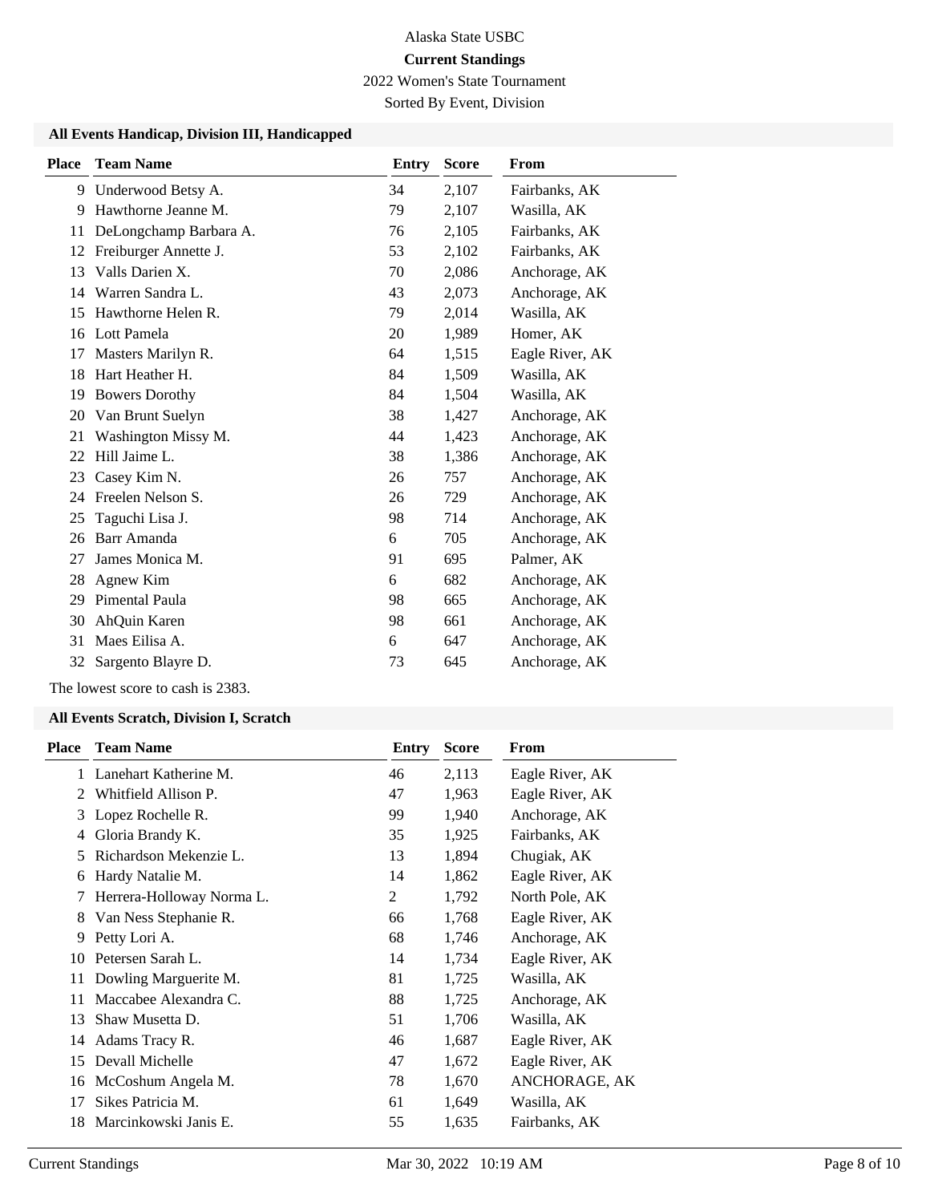Alaska State USBC

**Current Standings**

2022 Women's State Tournament

Sorted By Event, Division

### All Events Handicap, Division III, Handicapped

| Place | Team Name | Entry | Score | From |
|---|---|---|---|---|
| 9 | Underwood Betsy A. | 34 | 2,107 | Fairbanks, AK |
| 9 | Hawthorne Jeanne M. | 79 | 2,107 | Wasilla, AK |
| 11 | DeLongchamp Barbara A. | 76 | 2,105 | Fairbanks, AK |
| 12 | Freiburger Annette J. | 53 | 2,102 | Fairbanks, AK |
| 13 | Valls Darien X. | 70 | 2,086 | Anchorage, AK |
| 14 | Warren Sandra L. | 43 | 2,073 | Anchorage, AK |
| 15 | Hawthorne Helen R. | 79 | 2,014 | Wasilla, AK |
| 16 | Lott Pamela | 20 | 1,989 | Homer, AK |
| 17 | Masters Marilyn R. | 64 | 1,515 | Eagle River, AK |
| 18 | Hart Heather H. | 84 | 1,509 | Wasilla, AK |
| 19 | Bowers Dorothy | 84 | 1,504 | Wasilla, AK |
| 20 | Van Brunt Suelyn | 38 | 1,427 | Anchorage, AK |
| 21 | Washington Missy M. | 44 | 1,423 | Anchorage, AK |
| 22 | Hill Jaime L. | 38 | 1,386 | Anchorage, AK |
| 23 | Casey Kim N. | 26 | 757 | Anchorage, AK |
| 24 | Freelen Nelson S. | 26 | 729 | Anchorage, AK |
| 25 | Taguchi Lisa J. | 98 | 714 | Anchorage, AK |
| 26 | Barr Amanda | 6 | 705 | Anchorage, AK |
| 27 | James Monica M. | 91 | 695 | Palmer, AK |
| 28 | Agnew Kim | 6 | 682 | Anchorage, AK |
| 29 | Pimental Paula | 98 | 665 | Anchorage, AK |
| 30 | AhQuin Karen | 98 | 661 | Anchorage, AK |
| 31 | Maes Eilisa A. | 6 | 647 | Anchorage, AK |
| 32 | Sargento Blayre D. | 73 | 645 | Anchorage, AK |

The lowest score to cash is 2383.

### All Events Scratch, Division I, Scratch

| Place | Team Name | Entry | Score | From |
|---|---|---|---|---|
| 1 | Lanehart Katherine M. | 46 | 2,113 | Eagle River, AK |
| 2 | Whitfield Allison P. | 47 | 1,963 | Eagle River, AK |
| 3 | Lopez Rochelle R. | 99 | 1,940 | Anchorage, AK |
| 4 | Gloria Brandy K. | 35 | 1,925 | Fairbanks, AK |
| 5 | Richardson Mekenzie L. | 13 | 1,894 | Chugiak, AK |
| 6 | Hardy Natalie M. | 14 | 1,862 | Eagle River, AK |
| 7 | Herrera-Holloway Norma L. | 2 | 1,792 | North Pole, AK |
| 8 | Van Ness Stephanie R. | 66 | 1,768 | Eagle River, AK |
| 9 | Petty Lori A. | 68 | 1,746 | Anchorage, AK |
| 10 | Petersen Sarah L. | 14 | 1,734 | Eagle River, AK |
| 11 | Dowling Marguerite M. | 81 | 1,725 | Wasilla, AK |
| 11 | Maccabee Alexandra C. | 88 | 1,725 | Anchorage, AK |
| 13 | Shaw Musetta D. | 51 | 1,706 | Wasilla, AK |
| 14 | Adams Tracy R. | 46 | 1,687 | Eagle River, AK |
| 15 | Devall Michelle | 47 | 1,672 | Eagle River, AK |
| 16 | McCoshum Angela M. | 78 | 1,670 | ANCHORAGE, AK |
| 17 | Sikes Patricia M. | 61 | 1,649 | Wasilla, AK |
| 18 | Marcinkowski Janis E. | 55 | 1,635 | Fairbanks, AK |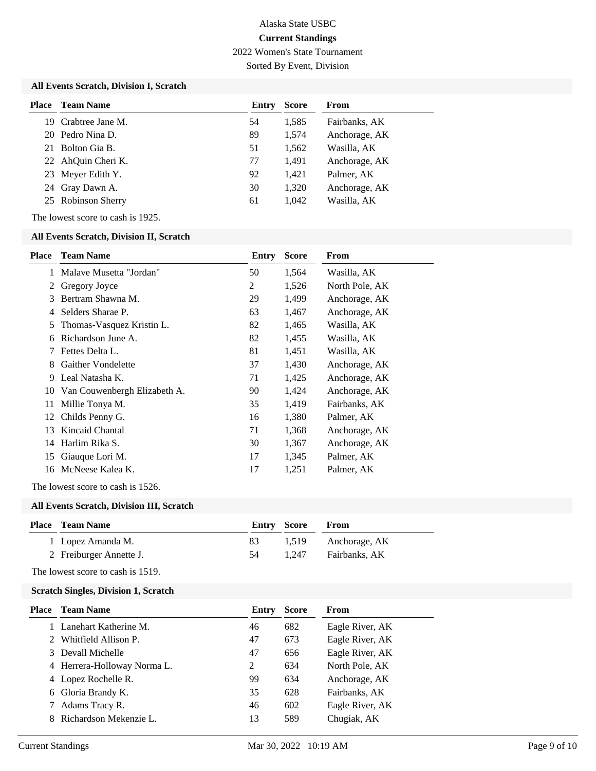# Alaska State USBC

## Current Standings

2022 Women's State Tournament

Sorted By Event, Division

### All Events Scratch, Division I, Scratch

| Place | Team Name | Entry | Score | From |
|---|---|---|---|---|
| 19 | Crabtree Jane M. | 54 | 1,585 | Fairbanks, AK |
| 20 | Pedro Nina D. | 89 | 1,574 | Anchorage, AK |
| 21 | Bolton Gia B. | 51 | 1,562 | Wasilla, AK |
| 22 | AhQuin Cheri K. | 77 | 1,491 | Anchorage, AK |
| 23 | Meyer Edith Y. | 92 | 1,421 | Palmer, AK |
| 24 | Gray Dawn A. | 30 | 1,320 | Anchorage, AK |
| 25 | Robinson Sherry | 61 | 1,042 | Wasilla, AK |

The lowest score to cash is 1925.

### All Events Scratch, Division II, Scratch

| Place | Team Name | Entry | Score | From |
|---|---|---|---|---|
| 1 | Malave Musetta "Jordan" | 50 | 1,564 | Wasilla, AK |
| 2 | Gregory Joyce | 2 | 1,526 | North Pole, AK |
| 3 | Bertram Shawna M. | 29 | 1,499 | Anchorage, AK |
| 4 | Selders Sharae P. | 63 | 1,467 | Anchorage, AK |
| 5 | Thomas-Vasquez Kristin L. | 82 | 1,465 | Wasilla, AK |
| 6 | Richardson June A. | 82 | 1,455 | Wasilla, AK |
| 7 | Fettes Delta L. | 81 | 1,451 | Wasilla, AK |
| 8 | Gaither Vondelette | 37 | 1,430 | Anchorage, AK |
| 9 | Leal Natasha K. | 71 | 1,425 | Anchorage, AK |
| 10 | Van Couwenbergh Elizabeth A. | 90 | 1,424 | Anchorage, AK |
| 11 | Millie Tonya M. | 35 | 1,419 | Fairbanks, AK |
| 12 | Childs Penny G. | 16 | 1,380 | Palmer, AK |
| 13 | Kincaid Chantal | 71 | 1,368 | Anchorage, AK |
| 14 | Harlim Rika S. | 30 | 1,367 | Anchorage, AK |
| 15 | Giauque Lori M. | 17 | 1,345 | Palmer, AK |
| 16 | McNeese Kalea K. | 17 | 1,251 | Palmer, AK |

The lowest score to cash is 1526.

### All Events Scratch, Division III, Scratch

| Place | Team Name | Entry | Score | From |
|---|---|---|---|---|
| 1 | Lopez Amanda M. | 83 | 1,519 | Anchorage, AK |
| 2 | Freiburger Annette J. | 54 | 1,247 | Fairbanks, AK |

The lowest score to cash is 1519.

### Scratch Singles, Division 1, Scratch

| Place | Team Name | Entry | Score | From |
|---|---|---|---|---|
| 1 | Lanehart Katherine M. | 46 | 682 | Eagle River, AK |
| 2 | Whitfield Allison P. | 47 | 673 | Eagle River, AK |
| 3 | Devall Michelle | 47 | 656 | Eagle River, AK |
| 4 | Herrera-Holloway Norma L. | 2 | 634 | North Pole, AK |
| 4 | Lopez Rochelle R. | 99 | 634 | Anchorage, AK |
| 6 | Gloria Brandy K. | 35 | 628 | Fairbanks, AK |
| 7 | Adams Tracy R. | 46 | 602 | Eagle River, AK |
| 8 | Richardson Mekenzie L. | 13 | 589 | Chugiak, AK |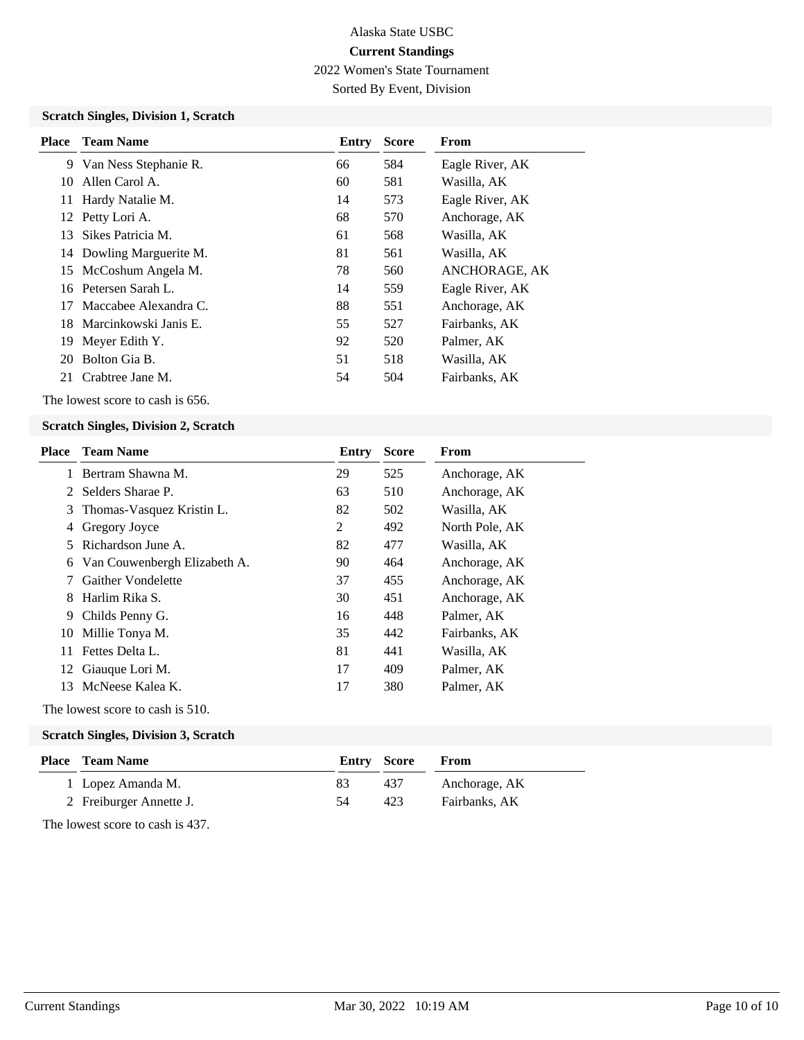Alaska State USBC

**Current Standings**

2022 Women's State Tournament

Sorted By Event, Division

### Scratch Singles, Division 1, Scratch

| Place | Team Name | Entry | Score | From |
|---|---|---|---|---|
| 9 | Van Ness Stephanie R. | 66 | 584 | Eagle River, AK |
| 10 | Allen Carol A. | 60 | 581 | Wasilla, AK |
| 11 | Hardy Natalie M. | 14 | 573 | Eagle River, AK |
| 12 | Petty Lori A. | 68 | 570 | Anchorage, AK |
| 13 | Sikes Patricia M. | 61 | 568 | Wasilla, AK |
| 14 | Dowling Marguerite M. | 81 | 561 | Wasilla, AK |
| 15 | McCoshum Angela M. | 78 | 560 | ANCHORAGE, AK |
| 16 | Petersen Sarah L. | 14 | 559 | Eagle River, AK |
| 17 | Maccabee Alexandra C. | 88 | 551 | Anchorage, AK |
| 18 | Marcinkowski Janis E. | 55 | 527 | Fairbanks, AK |
| 19 | Meyer Edith Y. | 92 | 520 | Palmer, AK |
| 20 | Bolton Gia B. | 51 | 518 | Wasilla, AK |
| 21 | Crabtree Jane M. | 54 | 504 | Fairbanks, AK |

The lowest score to cash is 656.

### Scratch Singles, Division 2, Scratch

| Place | Team Name | Entry | Score | From |
|---|---|---|---|---|
| 1 | Bertram Shawna M. | 29 | 525 | Anchorage, AK |
| 2 | Selders Sharae P. | 63 | 510 | Anchorage, AK |
| 3 | Thomas-Vasquez Kristin L. | 82 | 502 | Wasilla, AK |
| 4 | Gregory Joyce | 2 | 492 | North Pole, AK |
| 5 | Richardson June A. | 82 | 477 | Wasilla, AK |
| 6 | Van Couwenbergh Elizabeth A. | 90 | 464 | Anchorage, AK |
| 7 | Gaither Vondelette | 37 | 455 | Anchorage, AK |
| 8 | Harlim Rika S. | 30 | 451 | Anchorage, AK |
| 9 | Childs Penny G. | 16 | 448 | Palmer, AK |
| 10 | Millie Tonya M. | 35 | 442 | Fairbanks, AK |
| 11 | Fettes Delta L. | 81 | 441 | Wasilla, AK |
| 12 | Giauque Lori M. | 17 | 409 | Palmer, AK |
| 13 | McNeese Kalea K. | 17 | 380 | Palmer, AK |

The lowest score to cash is 510.

### Scratch Singles, Division 3, Scratch

| Place | Team Name | Entry | Score | From |
|---|---|---|---|---|
| 1 | Lopez Amanda M. | 83 | 437 | Anchorage, AK |
| 2 | Freiburger Annette J. | 54 | 423 | Fairbanks, AK |

The lowest score to cash is 437.